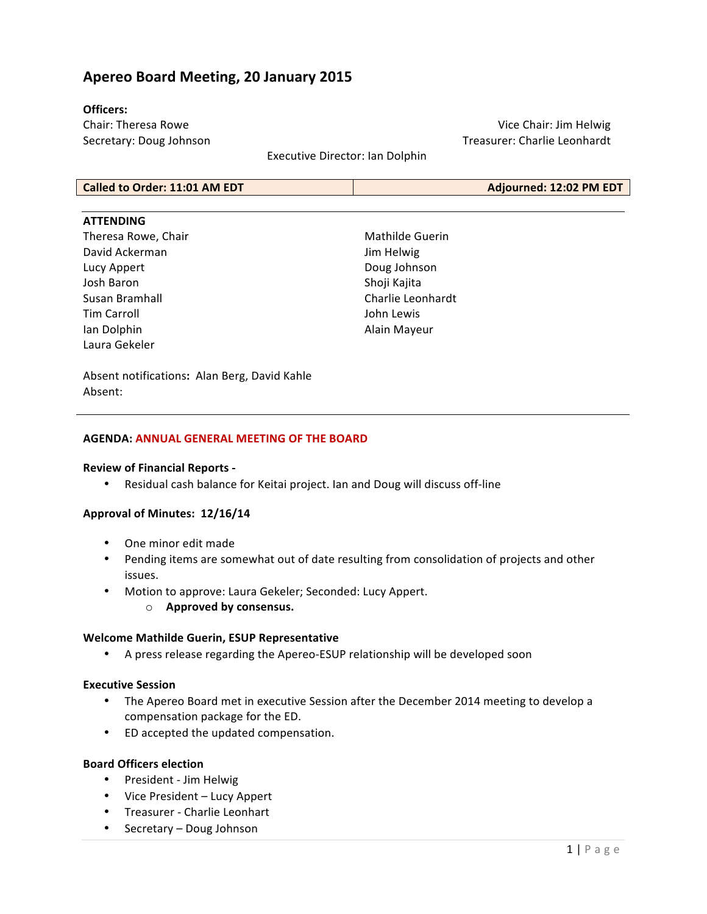# Apereo Board Meeting, 20 January 2015

**Officers:**

Chair: Theresa Rowe
Vice Chair: Jim Helwig
Secretary: Doug Johnson
Treasurer: Charlie Leonhardt
Executive Director: Ian Dolphin

| Called to Order: 11:01 AM EDT | Adjourned: 12:02 PM EDT |
|---|---|

**ATTENDING**

Theresa Rowe, Chair
David Ackerman
Lucy Appert
Josh Baron
Susan Bramhall
Tim Carroll
Ian Dolphin
Laura Gekeler
Mathilde Guerin
Jim Helwig
Doug Johnson
Shoji Kajita
Charlie Leonhardt
John Lewis
Alain Mayeur

Absent notifications**:** Alan Berg, David Kahle
Absent:

**AGENDA: ANNUAL GENERAL MEETING OF THE BOARD**

**Review of Financial Reports -**

- Residual cash balance for Keitai project. Ian and Doug will discuss off-line

**Approval of Minutes: 12/16/14**

- One minor edit made
- Pending items are somewhat out of date resulting from consolidation of projects and other issues.
- Motion to approve: Laura Gekeler; Seconded: Lucy Appert.
    - **Approved by consensus.**

**Welcome Mathilde Guerin, ESUP Representative**

- A press release regarding the Apereo-ESUP relationship will be developed soon

**Executive Session**

- The Apereo Board met in executive Session after the December 2014 meeting to develop a compensation package for the ED.
- ED accepted the updated compensation.

**Board Officers election**

- President - Jim Helwig
- Vice President – Lucy Appert
- Treasurer - Charlie Leonhart
- Secretary – Doug Johnson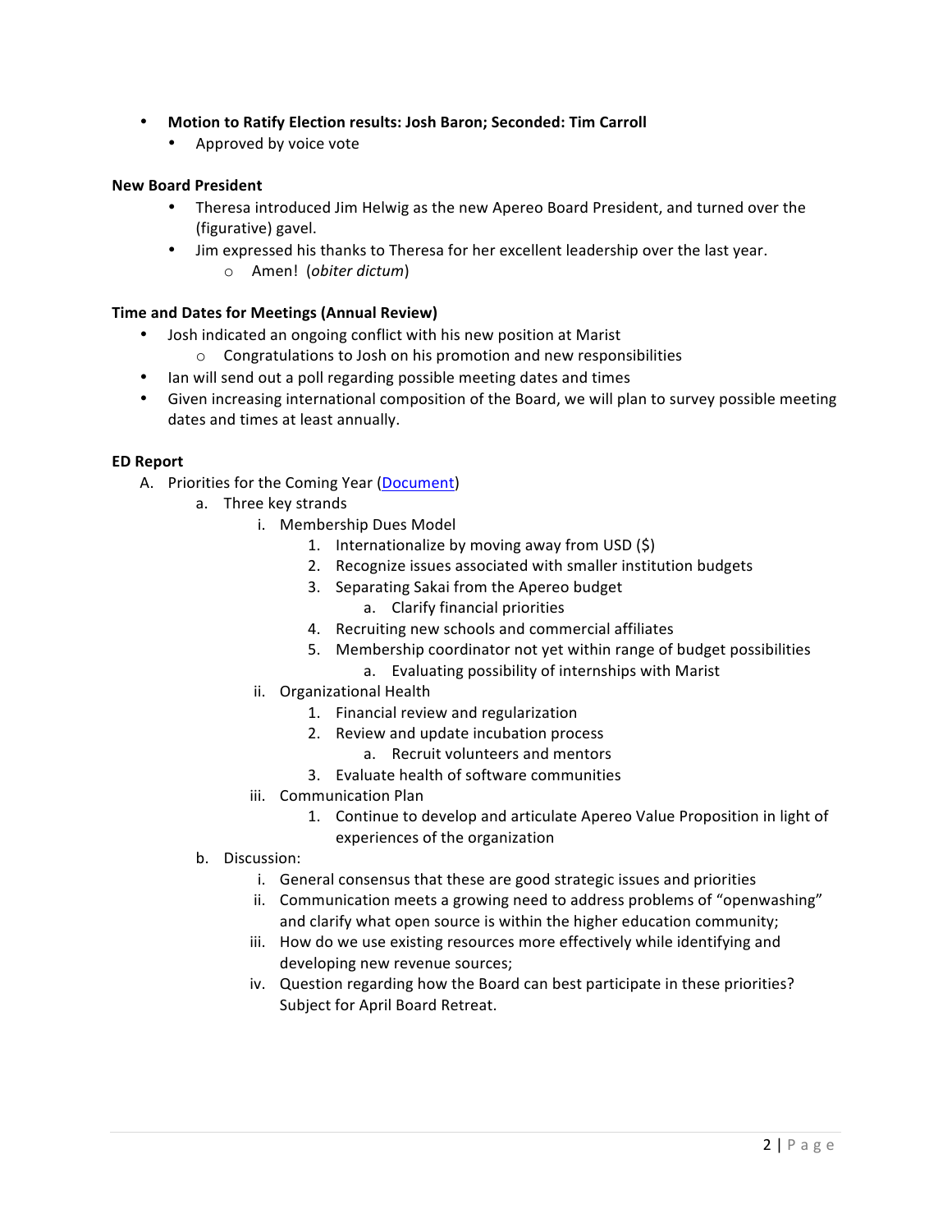- **Motion to Ratify Election results: Josh Baron; Seconded: Tim Carroll**
  - Approved by voice vote

**New Board President**

- Theresa introduced Jim Helwig as the new Apereo Board President, and turned over the (figurative) gavel.
- Jim expressed his thanks to Theresa for her excellent leadership over the last year.
  - Amen! (*obiter dictum*)

**Time and Dates for Meetings (Annual Review)**

- Josh indicated an ongoing conflict with his new position at Marist
  - Congratulations to Josh on his promotion and new responsibilities
- Ian will send out a poll regarding possible meeting dates and times
- Given increasing international composition of the Board, we will plan to survey possible meeting dates and times at least annually.

**ED Report**

A. Priorities for the Coming Year (Document)
   a. Three key strands
      i. Membership Dues Model
         1. Internationalize by moving away from USD ($)
         2. Recognize issues associated with smaller institution budgets
         3. Separating Sakai from the Apereo budget
            a. Clarify financial priorities
         4. Recruiting new schools and commercial affiliates
         5. Membership coordinator not yet within range of budget possibilities
            a. Evaluating possibility of internships with Marist
      ii. Organizational Health
         1. Financial review and regularization
         2. Review and update incubation process
            a. Recruit volunteers and mentors
         3. Evaluate health of software communities
      iii. Communication Plan
         1. Continue to develop and articulate Apereo Value Proposition in light of experiences of the organization
   b. Discussion:
      i. General consensus that these are good strategic issues and priorities
      ii. Communication meets a growing need to address problems of "openwashing" and clarify what open source is within the higher education community;
      iii. How do we use existing resources more effectively while identifying and developing new revenue sources;
      iv. Question regarding how the Board can best participate in these priorities? Subject for April Board Retreat.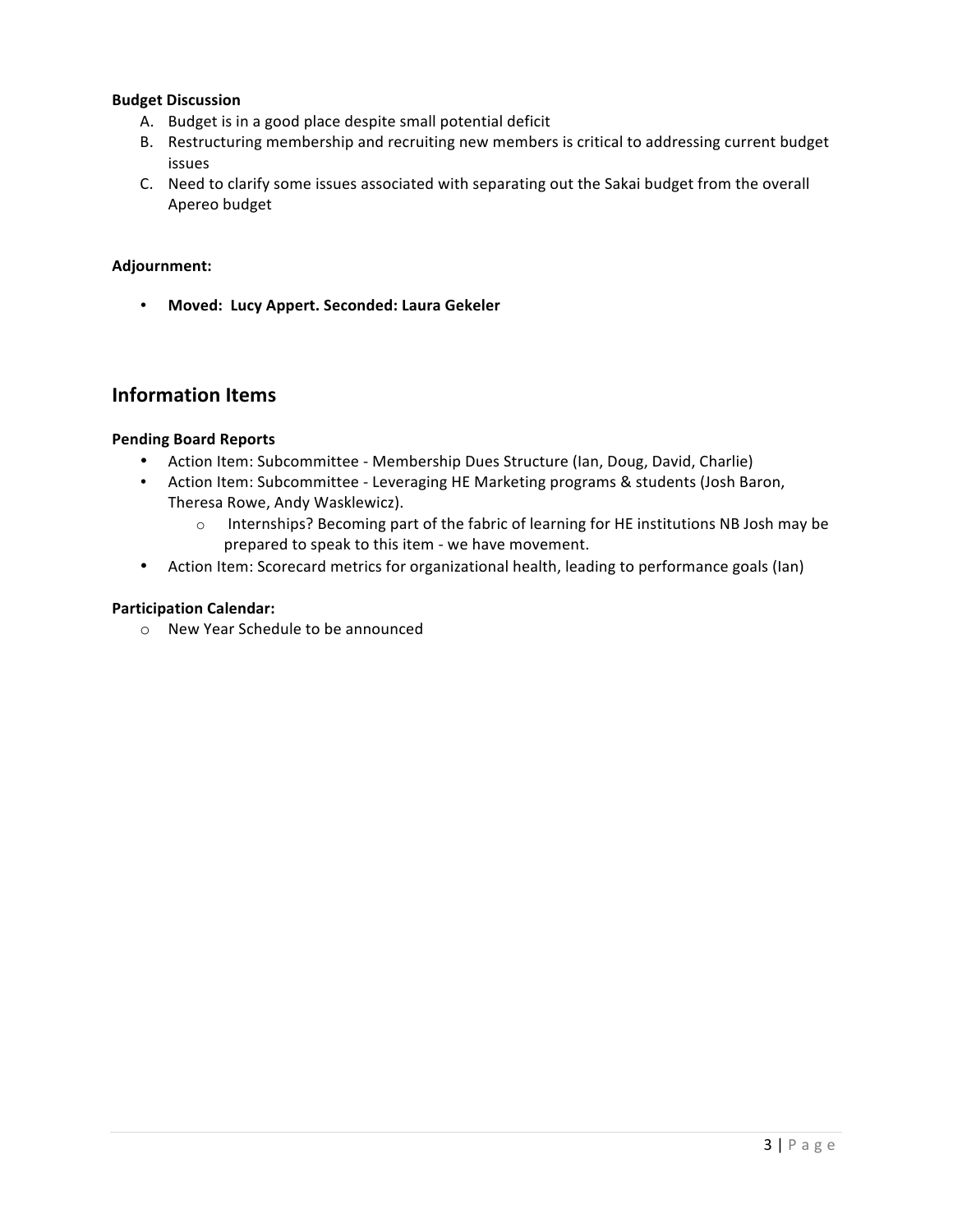**Budget Discussion**

A. Budget is in a good place despite small potential deficit
B. Restructuring membership and recruiting new members is critical to addressing current budget issues
C. Need to clarify some issues associated with separating out the Sakai budget from the overall Apereo budget

**Adjournment:**

- **Moved: Lucy Appert. Seconded: Laura Gekeler**

## Information Items

**Pending Board Reports**

- Action Item: Subcommittee - Membership Dues Structure (Ian, Doug, David, Charlie)
- Action Item: Subcommittee - Leveraging HE Marketing programs & students (Josh Baron, Theresa Rowe, Andy Wasklewicz).
  - Internships? Becoming part of the fabric of learning for HE institutions NB Josh may be prepared to speak to this item - we have movement.
- Action Item: Scorecard metrics for organizational health, leading to performance goals (Ian)

**Participation Calendar:**

- New Year Schedule to be announced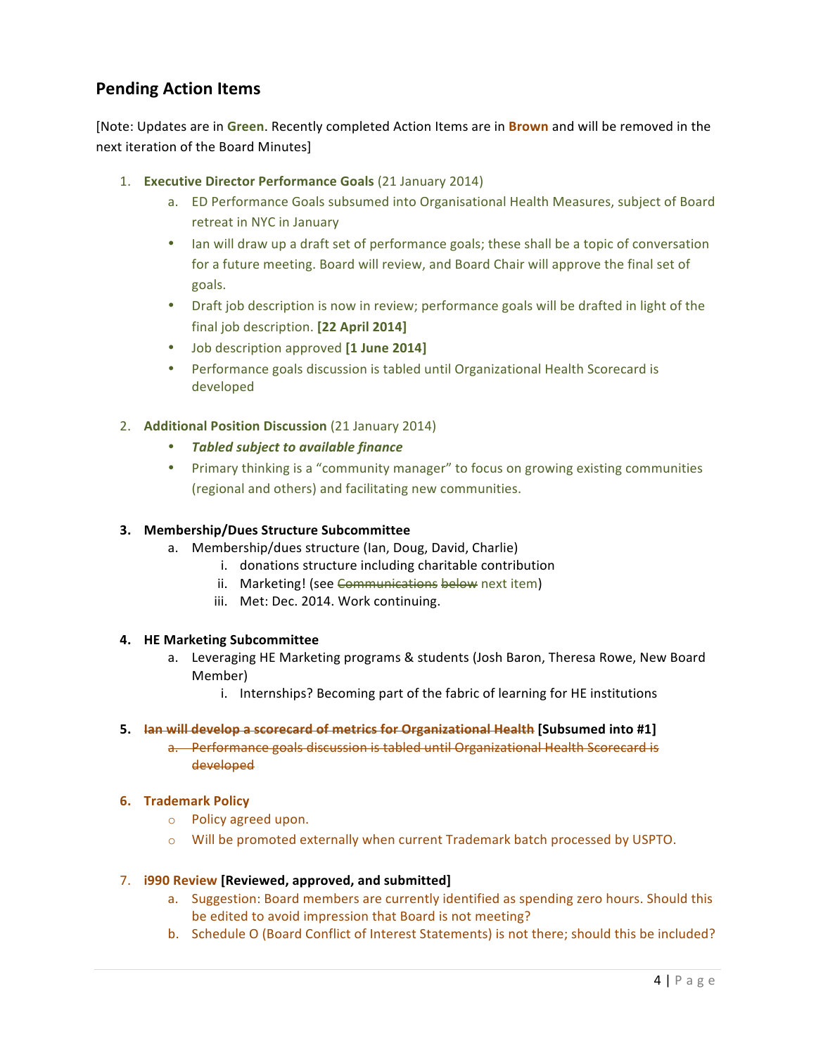## Pending Action Items

[Note: Updates are in **Green**. Recently completed Action Items are in **Brown** and will be removed in the next iteration of the Board Minutes]

1. **Executive Director Performance Goals** (21 January 2014)
    a. ED Performance Goals subsumed into Organisational Health Measures, subject of Board retreat in NYC in January
    - Ian will draw up a draft set of performance goals; these shall be a topic of conversation for a future meeting. Board will review, and Board Chair will approve the final set of goals.
    - Draft job description is now in review; performance goals will be drafted in light of the final job description. **[22 April 2014]**
    - Job description approved **[1 June 2014]**
    - Performance goals discussion is tabled until Organizational Health Scorecard is developed

2. **Additional Position Discussion** (21 January 2014)
    - ***Tabled subject to available finance***
    - Primary thinking is a "community manager" to focus on growing existing communities (regional and others) and facilitating new communities.

3. **Membership/Dues Structure Subcommittee**
    a. Membership/dues structure (Ian, Doug, David, Charlie)
        i. donations structure including charitable contribution
        ii. Marketing! (see ~~Communications~~ ~~below~~ next item)
        iii. Met: Dec. 2014. Work continuing.

4. **HE Marketing Subcommittee**
    a. Leveraging HE Marketing programs & students (Josh Baron, Theresa Rowe, New Board Member)
        i. Internships? Becoming part of the fabric of learning for HE institutions

5. **~~Ian will develop a scorecard of metrics for Organizational Health~~ [Subsumed into #1]**
    a. ~~Performance goals discussion is tabled until Organizational Health Scorecard is developed~~

6. **Trademark Policy**
    - Policy agreed upon.
    - Will be promoted externally when current Trademark batch processed by USPTO.

7. **i990 Review** **[Reviewed, approved, and submitted]**
    a. Suggestion: Board members are currently identified as spending zero hours. Should this be edited to avoid impression that Board is not meeting?
    b. Schedule O (Board Conflict of Interest Statements) is not there; should this be included?